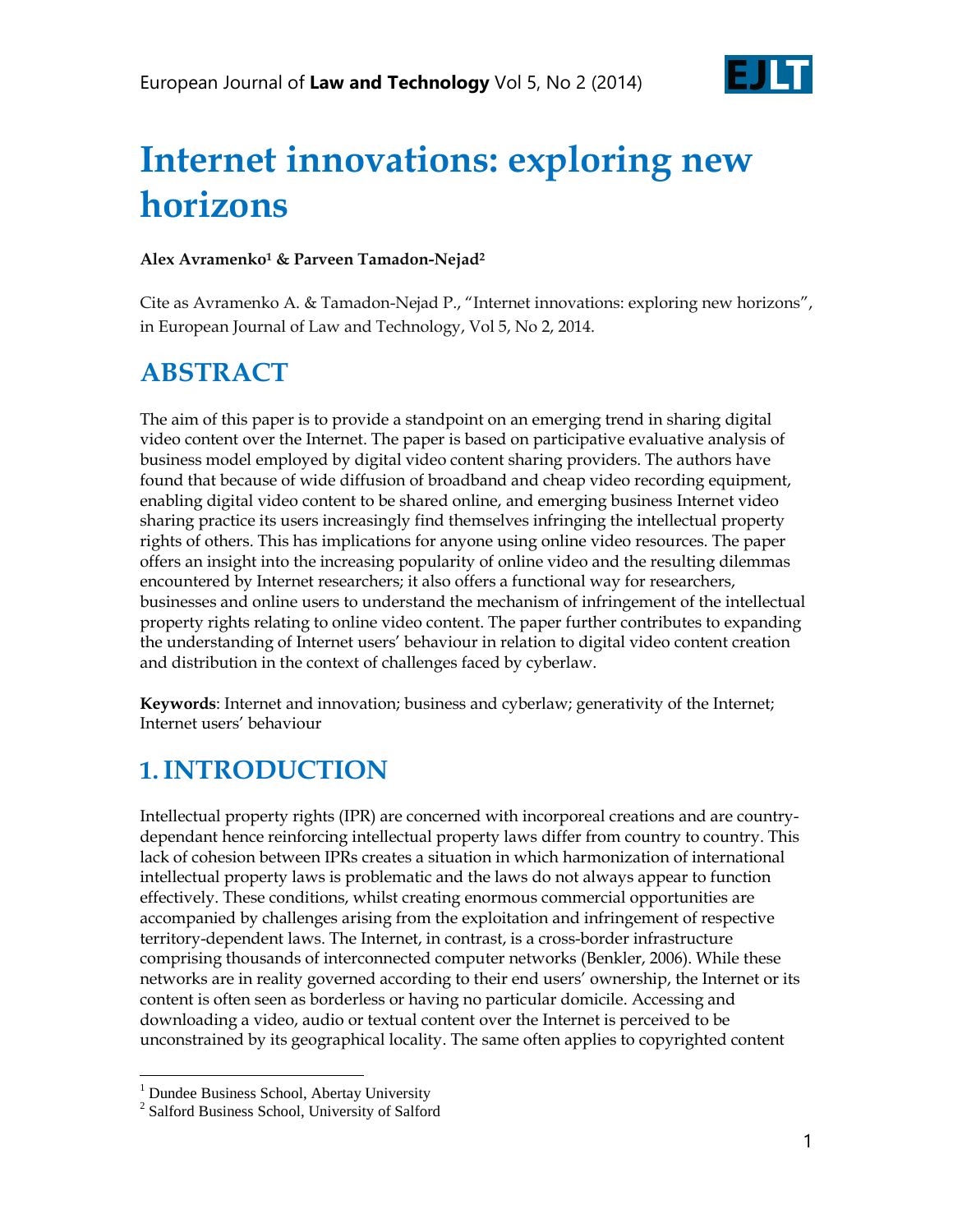# Internet innovations: exploring new horizons

**Alex Avramenko[1] & Parveen Tamadon-Nejad[2]**

Cite as Avramenko A. & Tamadon-Nejad P., "Internet innovations: exploring new horizons", in European Journal of Law and Technology, Vol 5, No 2, 2014.

## ABSTRACT

The aim of this paper is to provide a standpoint on an emerging trend in sharing digital video content over the Internet. The paper is based on participative evaluative analysis of business model employed by digital video content sharing providers. The authors have found that because of wide diffusion of broadband and cheap video recording equipment, enabling digital video content to be shared online, and emerging business Internet video sharing practice its users increasingly find themselves infringing the intellectual property rights of others. This has implications for anyone using online video resources. The paper offers an insight into the increasing popularity of online video and the resulting dilemmas encountered by Internet researchers; it also offers a functional way for researchers, businesses and online users to understand the mechanism of infringement of the intellectual property rights relating to online video content. The paper further contributes to expanding the understanding of Internet users' behaviour in relation to digital video content creation and distribution in the context of challenges faced by cyberlaw.

**Keywords**: Internet and innovation; business and cyberlaw; generativity of the Internet; Internet users' behaviour

## 1. INTRODUCTION

Intellectual property rights (IPR) are concerned with incorporeal creations and are country-dependant hence reinforcing intellectual property laws differ from country to country. This lack of cohesion between IPRs creates a situation in which harmonization of international intellectual property laws is problematic and the laws do not always appear to function effectively. These conditions, whilst creating enormous commercial opportunities are accompanied by challenges arising from the exploitation and infringement of respective territory-dependent laws. The Internet, in contrast, is a cross-border infrastructure comprising thousands of interconnected computer networks (Benkler, 2006). While these networks are in reality governed according to their end users' ownership, the Internet or its content is often seen as borderless or having no particular domicile. Accessing and downloading a video, audio or textual content over the Internet is perceived to be unconstrained by its geographical locality. The same often applies to copyrighted content

[1] Dundee Business School, Abertay University

[2] Salford Business School, University of Salford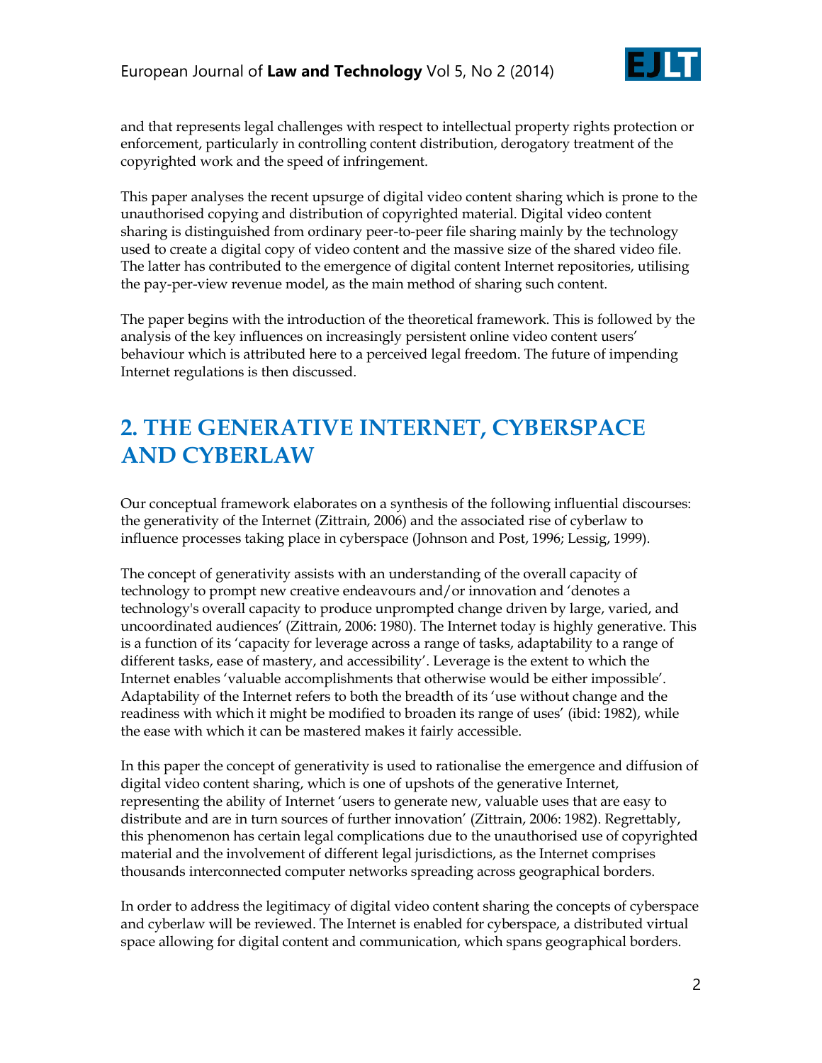and that represents legal challenges with respect to intellectual property rights protection or enforcement, particularly in controlling content distribution, derogatory treatment of the copyrighted work and the speed of infringement.

This paper analyses the recent upsurge of digital video content sharing which is prone to the unauthorised copying and distribution of copyrighted material. Digital video content sharing is distinguished from ordinary peer-to-peer file sharing mainly by the technology used to create a digital copy of video content and the massive size of the shared video file. The latter has contributed to the emergence of digital content Internet repositories, utilising the pay-per-view revenue model, as the main method of sharing such content.

The paper begins with the introduction of the theoretical framework. This is followed by the analysis of the key influences on increasingly persistent online video content users' behaviour which is attributed here to a perceived legal freedom. The future of impending Internet regulations is then discussed.

## 2. THE GENERATIVE INTERNET, CYBERSPACE AND CYBERLAW

Our conceptual framework elaborates on a synthesis of the following influential discourses: the generativity of the Internet (Zittrain, 2006) and the associated rise of cyberlaw to influence processes taking place in cyberspace (Johnson and Post, 1996; Lessig, 1999).

The concept of generativity assists with an understanding of the overall capacity of technology to prompt new creative endeavours and/or innovation and 'denotes a technology's overall capacity to produce unprompted change driven by large, varied, and uncoordinated audiences' (Zittrain, 2006: 1980). The Internet today is highly generative. This is a function of its 'capacity for leverage across a range of tasks, adaptability to a range of different tasks, ease of mastery, and accessibility'. Leverage is the extent to which the Internet enables 'valuable accomplishments that otherwise would be either impossible'. Adaptability of the Internet refers to both the breadth of its 'use without change and the readiness with which it might be modified to broaden its range of uses' (ibid: 1982), while the ease with which it can be mastered makes it fairly accessible.

In this paper the concept of generativity is used to rationalise the emergence and diffusion of digital video content sharing, which is one of upshots of the generative Internet, representing the ability of Internet 'users to generate new, valuable uses that are easy to distribute and are in turn sources of further innovation' (Zittrain, 2006: 1982). Regrettably, this phenomenon has certain legal complications due to the unauthorised use of copyrighted material and the involvement of different legal jurisdictions, as the Internet comprises thousands interconnected computer networks spreading across geographical borders.

In order to address the legitimacy of digital video content sharing the concepts of cyberspace and cyberlaw will be reviewed. The Internet is enabled for cyberspace, a distributed virtual space allowing for digital content and communication, which spans geographical borders.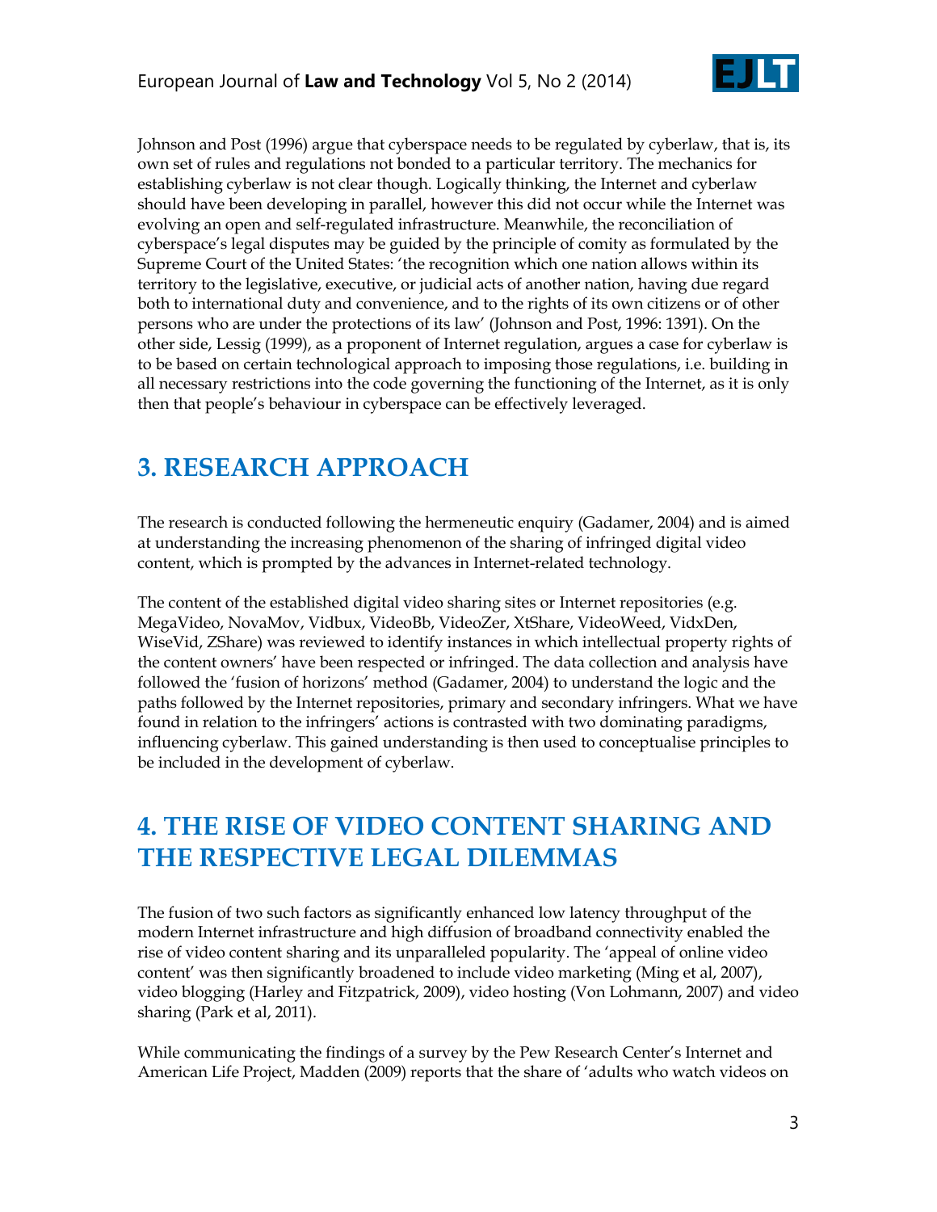Johnson and Post (1996) argue that cyberspace needs to be regulated by cyberlaw, that is, its own set of rules and regulations not bonded to a particular territory. The mechanics for establishing cyberlaw is not clear though. Logically thinking, the Internet and cyberlaw should have been developing in parallel, however this did not occur while the Internet was evolving an open and self-regulated infrastructure. Meanwhile, the reconciliation of cyberspace's legal disputes may be guided by the principle of comity as formulated by the Supreme Court of the United States: 'the recognition which one nation allows within its territory to the legislative, executive, or judicial acts of another nation, having due regard both to international duty and convenience, and to the rights of its own citizens or of other persons who are under the protections of its law' (Johnson and Post, 1996: 1391). On the other side, Lessig (1999), as a proponent of Internet regulation, argues a case for cyberlaw is to be based on certain technological approach to imposing those regulations, i.e. building in all necessary restrictions into the code governing the functioning of the Internet, as it is only then that people's behaviour in cyberspace can be effectively leveraged.

## 3. RESEARCH APPROACH

The research is conducted following the hermeneutic enquiry (Gadamer, 2004) and is aimed at understanding the increasing phenomenon of the sharing of infringed digital video content, which is prompted by the advances in Internet-related technology.

The content of the established digital video sharing sites or Internet repositories (e.g. MegaVideo, NovaMov, Vidbux, VideoBb, VideoZer, XtShare, VideoWeed, VidxDen, WiseVid, ZShare) was reviewed to identify instances in which intellectual property rights of the content owners' have been respected or infringed. The data collection and analysis have followed the 'fusion of horizons' method (Gadamer, 2004) to understand the logic and the paths followed by the Internet repositories, primary and secondary infringers. What we have found in relation to the infringers' actions is contrasted with two dominating paradigms, influencing cyberlaw. This gained understanding is then used to conceptualise principles to be included in the development of cyberlaw.

## 4. THE RISE OF VIDEO CONTENT SHARING AND THE RESPECTIVE LEGAL DILEMMAS

The fusion of two such factors as significantly enhanced low latency throughput of the modern Internet infrastructure and high diffusion of broadband connectivity enabled the rise of video content sharing and its unparalleled popularity. The 'appeal of online video content' was then significantly broadened to include video marketing (Ming et al, 2007), video blogging (Harley and Fitzpatrick, 2009), video hosting (Von Lohmann, 2007) and video sharing (Park et al, 2011).

While communicating the findings of a survey by the Pew Research Center's Internet and American Life Project, Madden (2009) reports that the share of 'adults who watch videos on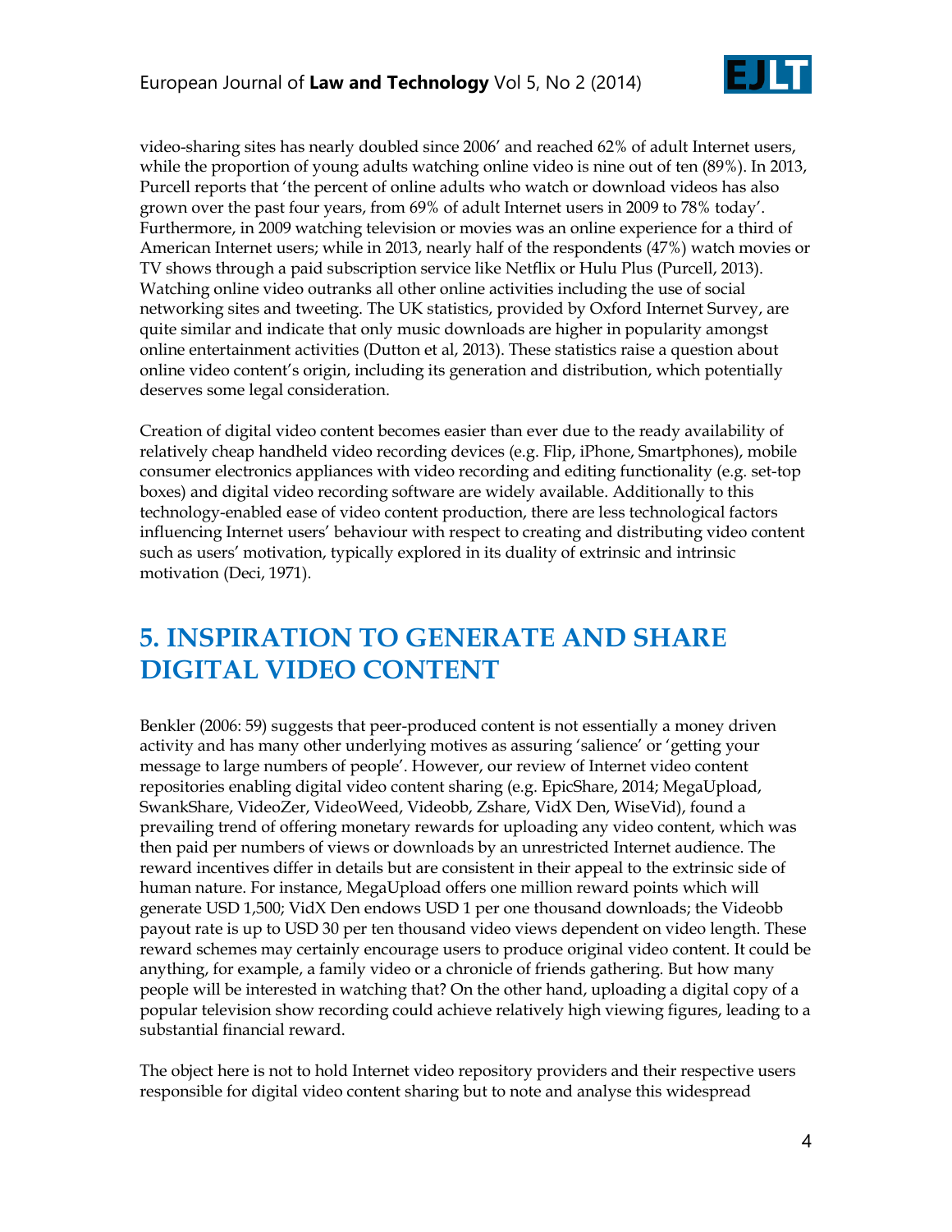video-sharing sites has nearly doubled since 2006' and reached 62% of adult Internet users, while the proportion of young adults watching online video is nine out of ten (89%). In 2013, Purcell reports that 'the percent of online adults who watch or download videos has also grown over the past four years, from 69% of adult Internet users in 2009 to 78% today'. Furthermore, in 2009 watching television or movies was an online experience for a third of American Internet users; while in 2013, nearly half of the respondents (47%) watch movies or TV shows through a paid subscription service like Netflix or Hulu Plus (Purcell, 2013). Watching online video outranks all other online activities including the use of social networking sites and tweeting. The UK statistics, provided by Oxford Internet Survey, are quite similar and indicate that only music downloads are higher in popularity amongst online entertainment activities (Dutton et al, 2013). These statistics raise a question about online video content's origin, including its generation and distribution, which potentially deserves some legal consideration.

Creation of digital video content becomes easier than ever due to the ready availability of relatively cheap handheld video recording devices (e.g. Flip, iPhone, Smartphones), mobile consumer electronics appliances with video recording and editing functionality (e.g. set-top boxes) and digital video recording software are widely available. Additionally to this technology-enabled ease of video content production, there are less technological factors influencing Internet users' behaviour with respect to creating and distributing video content such as users' motivation, typically explored in its duality of extrinsic and intrinsic motivation (Deci, 1971).

# 5. INSPIRATION TO GENERATE AND SHARE DIGITAL VIDEO CONTENT

Benkler (2006: 59) suggests that peer-produced content is not essentially a money driven activity and has many other underlying motives as assuring 'salience' or 'getting your message to large numbers of people'. However, our review of Internet video content repositories enabling digital video content sharing (e.g. EpicShare, 2014; MegaUpload, SwankShare, VideoZer, VideoWeed, Videobb, Zshare, VidX Den, WiseVid), found a prevailing trend of offering monetary rewards for uploading any video content, which was then paid per numbers of views or downloads by an unrestricted Internet audience. The reward incentives differ in details but are consistent in their appeal to the extrinsic side of human nature. For instance, MegaUpload offers one million reward points which will generate USD 1,500; VidX Den endows USD 1 per one thousand downloads; the Videobb payout rate is up to USD 30 per ten thousand video views dependent on video length. These reward schemes may certainly encourage users to produce original video content. It could be anything, for example, a family video or a chronicle of friends gathering. But how many people will be interested in watching that? On the other hand, uploading a digital copy of a popular television show recording could achieve relatively high viewing figures, leading to a substantial financial reward.

The object here is not to hold Internet video repository providers and their respective users responsible for digital video content sharing but to note and analyse this widespread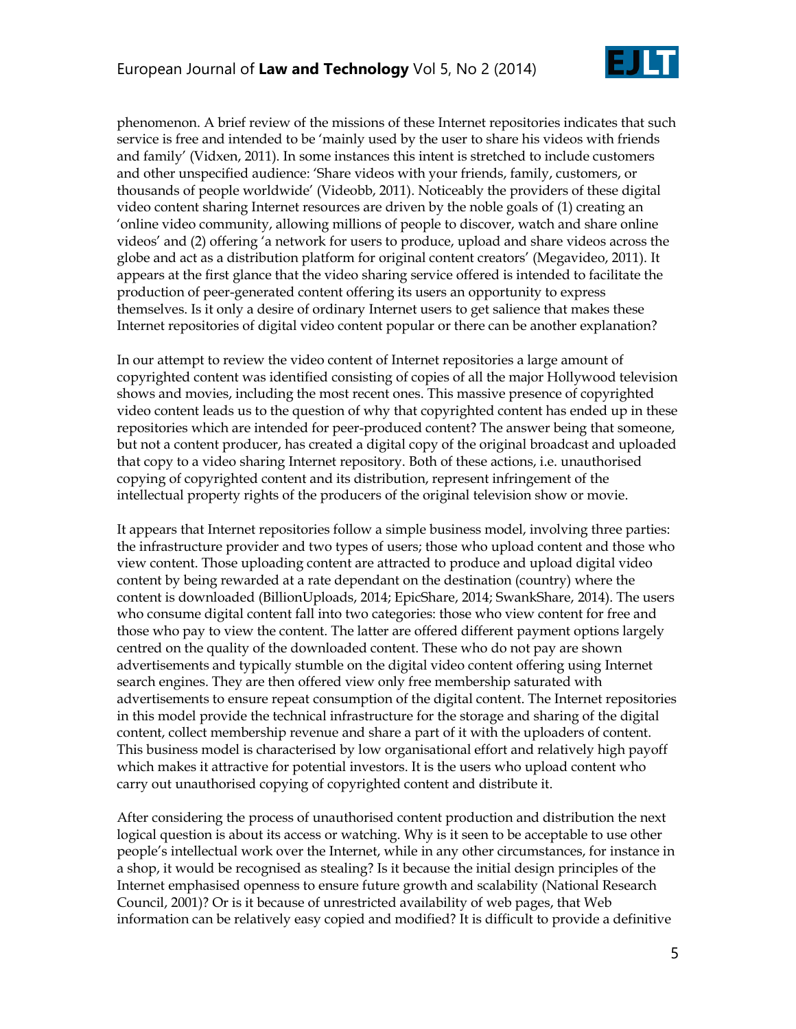phenomenon. A brief review of the missions of these Internet repositories indicates that such service is free and intended to be 'mainly used by the user to share his videos with friends and family' (Vidxen, 2011). In some instances this intent is stretched to include customers and other unspecified audience: 'Share videos with your friends, family, customers, or thousands of people worldwide' (Videobb, 2011). Noticeably the providers of these digital video content sharing Internet resources are driven by the noble goals of (1) creating an 'online video community, allowing millions of people to discover, watch and share online videos' and (2) offering 'a network for users to produce, upload and share videos across the globe and act as a distribution platform for original content creators' (Megavideo, 2011). It appears at the first glance that the video sharing service offered is intended to facilitate the production of peer-generated content offering its users an opportunity to express themselves. Is it only a desire of ordinary Internet users to get salience that makes these Internet repositories of digital video content popular or there can be another explanation?

In our attempt to review the video content of Internet repositories a large amount of copyrighted content was identified consisting of copies of all the major Hollywood television shows and movies, including the most recent ones. This massive presence of copyrighted video content leads us to the question of why that copyrighted content has ended up in these repositories which are intended for peer-produced content? The answer being that someone, but not a content producer, has created a digital copy of the original broadcast and uploaded that copy to a video sharing Internet repository. Both of these actions, i.e. unauthorised copying of copyrighted content and its distribution, represent infringement of the intellectual property rights of the producers of the original television show or movie.

It appears that Internet repositories follow a simple business model, involving three parties: the infrastructure provider and two types of users; those who upload content and those who view content. Those uploading content are attracted to produce and upload digital video content by being rewarded at a rate dependant on the destination (country) where the content is downloaded (BillionUploads, 2014; EpicShare, 2014; SwankShare, 2014). The users who consume digital content fall into two categories: those who view content for free and those who pay to view the content. The latter are offered different payment options largely centred on the quality of the downloaded content. These who do not pay are shown advertisements and typically stumble on the digital video content offering using Internet search engines. They are then offered view only free membership saturated with advertisements to ensure repeat consumption of the digital content. The Internet repositories in this model provide the technical infrastructure for the storage and sharing of the digital content, collect membership revenue and share a part of it with the uploaders of content. This business model is characterised by low organisational effort and relatively high payoff which makes it attractive for potential investors. It is the users who upload content who carry out unauthorised copying of copyrighted content and distribute it.

After considering the process of unauthorised content production and distribution the next logical question is about its access or watching. Why is it seen to be acceptable to use other people's intellectual work over the Internet, while in any other circumstances, for instance in a shop, it would be recognised as stealing? Is it because the initial design principles of the Internet emphasised openness to ensure future growth and scalability (National Research Council, 2001)? Or is it because of unrestricted availability of web pages, that Web information can be relatively easy copied and modified? It is difficult to provide a definitive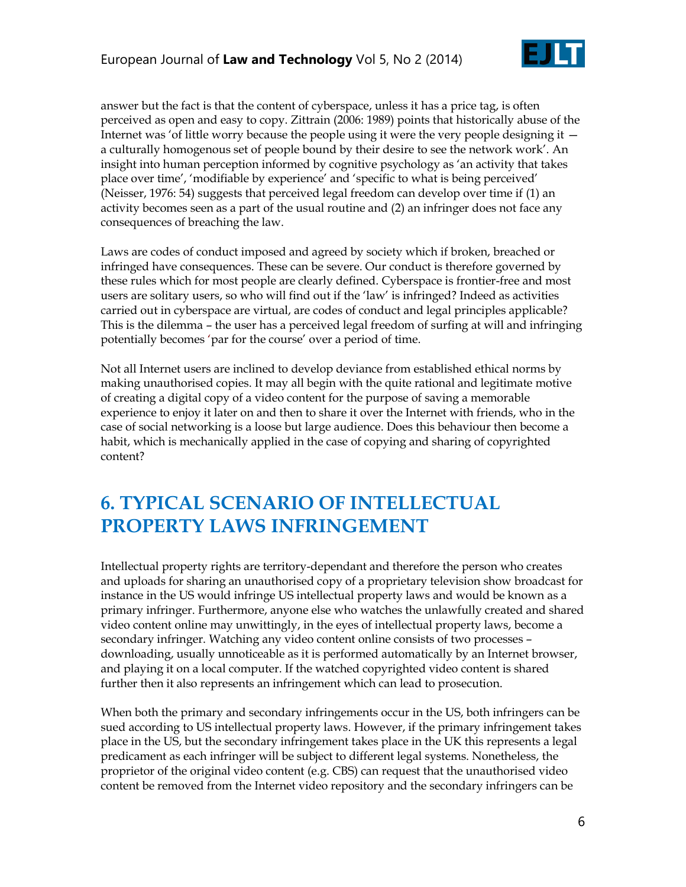answer but the fact is that the content of cyberspace, unless it has a price tag, is often perceived as open and easy to copy. Zittrain (2006: 1989) points that historically abuse of the Internet was 'of little worry because the people using it were the very people designing it — a culturally homogenous set of people bound by their desire to see the network work'. An insight into human perception informed by cognitive psychology as 'an activity that takes place over time', 'modifiable by experience' and 'specific to what is being perceived' (Neisser, 1976: 54) suggests that perceived legal freedom can develop over time if (1) an activity becomes seen as a part of the usual routine and (2) an infringer does not face any consequences of breaching the law.

Laws are codes of conduct imposed and agreed by society which if broken, breached or infringed have consequences. These can be severe. Our conduct is therefore governed by these rules which for most people are clearly defined. Cyberspace is frontier-free and most users are solitary users, so who will find out if the 'law' is infringed? Indeed as activities carried out in cyberspace are virtual, are codes of conduct and legal principles applicable? This is the dilemma – the user has a perceived legal freedom of surfing at will and infringing potentially becomes 'par for the course' over a period of time.

Not all Internet users are inclined to develop deviance from established ethical norms by making unauthorised copies. It may all begin with the quite rational and legitimate motive of creating a digital copy of a video content for the purpose of saving a memorable experience to enjoy it later on and then to share it over the Internet with friends, who in the case of social networking is a loose but large audience. Does this behaviour then become a habit, which is mechanically applied in the case of copying and sharing of copyrighted content?

## 6. TYPICAL SCENARIO OF INTELLECTUAL PROPERTY LAWS INFRINGEMENT

Intellectual property rights are territory-dependant and therefore the person who creates and uploads for sharing an unauthorised copy of a proprietary television show broadcast for instance in the US would infringe US intellectual property laws and would be known as a primary infringer. Furthermore, anyone else who watches the unlawfully created and shared video content online may unwittingly, in the eyes of intellectual property laws, become a secondary infringer. Watching any video content online consists of two processes – downloading, usually unnoticeable as it is performed automatically by an Internet browser, and playing it on a local computer. If the watched copyrighted video content is shared further then it also represents an infringement which can lead to prosecution.

When both the primary and secondary infringements occur in the US, both infringers can be sued according to US intellectual property laws. However, if the primary infringement takes place in the US, but the secondary infringement takes place in the UK this represents a legal predicament as each infringer will be subject to different legal systems. Nonetheless, the proprietor of the original video content (e.g. CBS) can request that the unauthorised video content be removed from the Internet video repository and the secondary infringers can be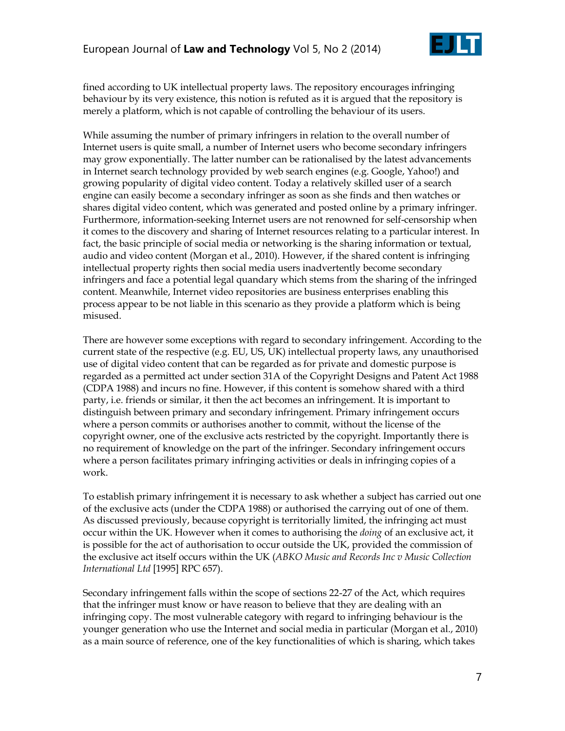fined according to UK intellectual property laws. The repository encourages infringing behaviour by its very existence, this notion is refuted as it is argued that the repository is merely a platform, which is not capable of controlling the behaviour of its users.

While assuming the number of primary infringers in relation to the overall number of Internet users is quite small, a number of Internet users who become secondary infringers may grow exponentially. The latter number can be rationalised by the latest advancements in Internet search technology provided by web search engines (e.g. Google, Yahoo!) and growing popularity of digital video content. Today a relatively skilled user of a search engine can easily become a secondary infringer as soon as she finds and then watches or shares digital video content, which was generated and posted online by a primary infringer. Furthermore, information-seeking Internet users are not renowned for self-censorship when it comes to the discovery and sharing of Internet resources relating to a particular interest. In fact, the basic principle of social media or networking is the sharing information or textual, audio and video content (Morgan et al., 2010). However, if the shared content is infringing intellectual property rights then social media users inadvertently become secondary infringers and face a potential legal quandary which stems from the sharing of the infringed content. Meanwhile, Internet video repositories are business enterprises enabling this process appear to be not liable in this scenario as they provide a platform which is being misused.

There are however some exceptions with regard to secondary infringement. According to the current state of the respective (e.g. EU, US, UK) intellectual property laws, any unauthorised use of digital video content that can be regarded as for private and domestic purpose is regarded as a permitted act under section 31A of the Copyright Designs and Patent Act 1988 (CDPA 1988) and incurs no fine. However, if this content is somehow shared with a third party, i.e. friends or similar, it then the act becomes an infringement. It is important to distinguish between primary and secondary infringement. Primary infringement occurs where a person commits or authorises another to commit, without the license of the copyright owner, one of the exclusive acts restricted by the copyright. Importantly there is no requirement of knowledge on the part of the infringer. Secondary infringement occurs where a person facilitates primary infringing activities or deals in infringing copies of a work.

To establish primary infringement it is necessary to ask whether a subject has carried out one of the exclusive acts (under the CDPA 1988) or authorised the carrying out of one of them. As discussed previously, because copyright is territorially limited, the infringing act must occur within the UK. However when it comes to authorising the *doing* of an exclusive act, it is possible for the act of authorisation to occur outside the UK, provided the commission of the exclusive act itself occurs within the UK (*ABKO Music and Records Inc v Music Collection International Ltd* [1995] RPC 657).

Secondary infringement falls within the scope of sections 22-27 of the Act, which requires that the infringer must know or have reason to believe that they are dealing with an infringing copy. The most vulnerable category with regard to infringing behaviour is the younger generation who use the Internet and social media in particular (Morgan et al., 2010) as a main source of reference, one of the key functionalities of which is sharing, which takes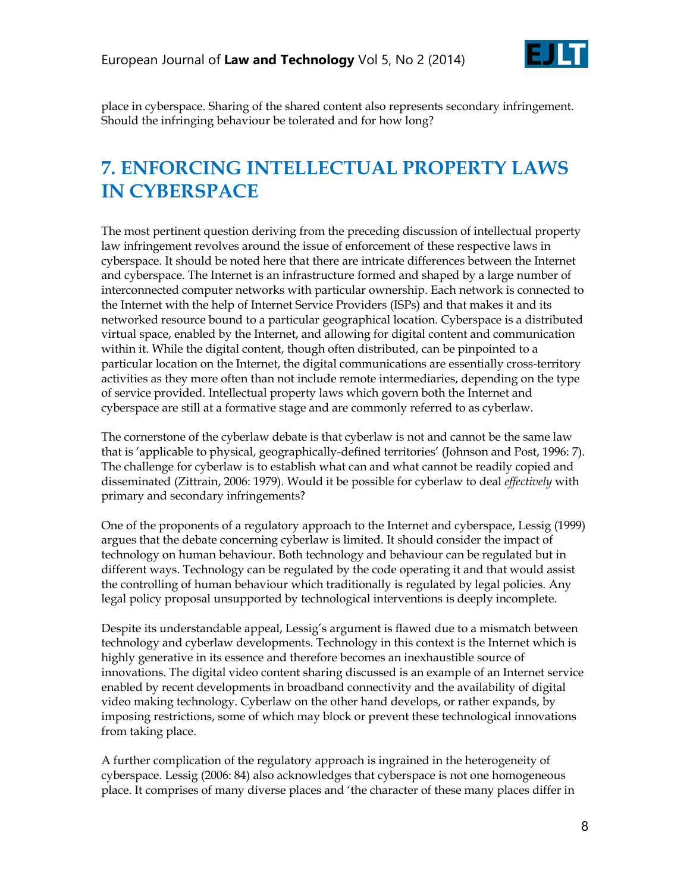place in cyberspace. Sharing of the shared content also represents secondary infringement. Should the infringing behaviour be tolerated and for how long?

# 7. ENFORCING INTELLECTUAL PROPERTY LAWS IN CYBERSPACE

The most pertinent question deriving from the preceding discussion of intellectual property law infringement revolves around the issue of enforcement of these respective laws in cyberspace. It should be noted here that there are intricate differences between the Internet and cyberspace. The Internet is an infrastructure formed and shaped by a large number of interconnected computer networks with particular ownership. Each network is connected to the Internet with the help of Internet Service Providers (ISPs) and that makes it and its networked resource bound to a particular geographical location. Cyberspace is a distributed virtual space, enabled by the Internet, and allowing for digital content and communication within it. While the digital content, though often distributed, can be pinpointed to a particular location on the Internet, the digital communications are essentially cross-territory activities as they more often than not include remote intermediaries, depending on the type of service provided. Intellectual property laws which govern both the Internet and cyberspace are still at a formative stage and are commonly referred to as cyberlaw.

The cornerstone of the cyberlaw debate is that cyberlaw is not and cannot be the same law that is 'applicable to physical, geographically-defined territories' (Johnson and Post, 1996: 7). The challenge for cyberlaw is to establish what can and what cannot be readily copied and disseminated (Zittrain, 2006: 1979). Would it be possible for cyberlaw to deal *effectively* with primary and secondary infringements?

One of the proponents of a regulatory approach to the Internet and cyberspace, Lessig (1999) argues that the debate concerning cyberlaw is limited. It should consider the impact of technology on human behaviour. Both technology and behaviour can be regulated but in different ways. Technology can be regulated by the code operating it and that would assist the controlling of human behaviour which traditionally is regulated by legal policies. Any legal policy proposal unsupported by technological interventions is deeply incomplete.

Despite its understandable appeal, Lessig's argument is flawed due to a mismatch between technology and cyberlaw developments. Technology in this context is the Internet which is highly generative in its essence and therefore becomes an inexhaustible source of innovations. The digital video content sharing discussed is an example of an Internet service enabled by recent developments in broadband connectivity and the availability of digital video making technology. Cyberlaw on the other hand develops, or rather expands, by imposing restrictions, some of which may block or prevent these technological innovations from taking place.

A further complication of the regulatory approach is ingrained in the heterogeneity of cyberspace. Lessig (2006: 84) also acknowledges that cyberspace is not one homogeneous place. It comprises of many diverse places and 'the character of these many places differ in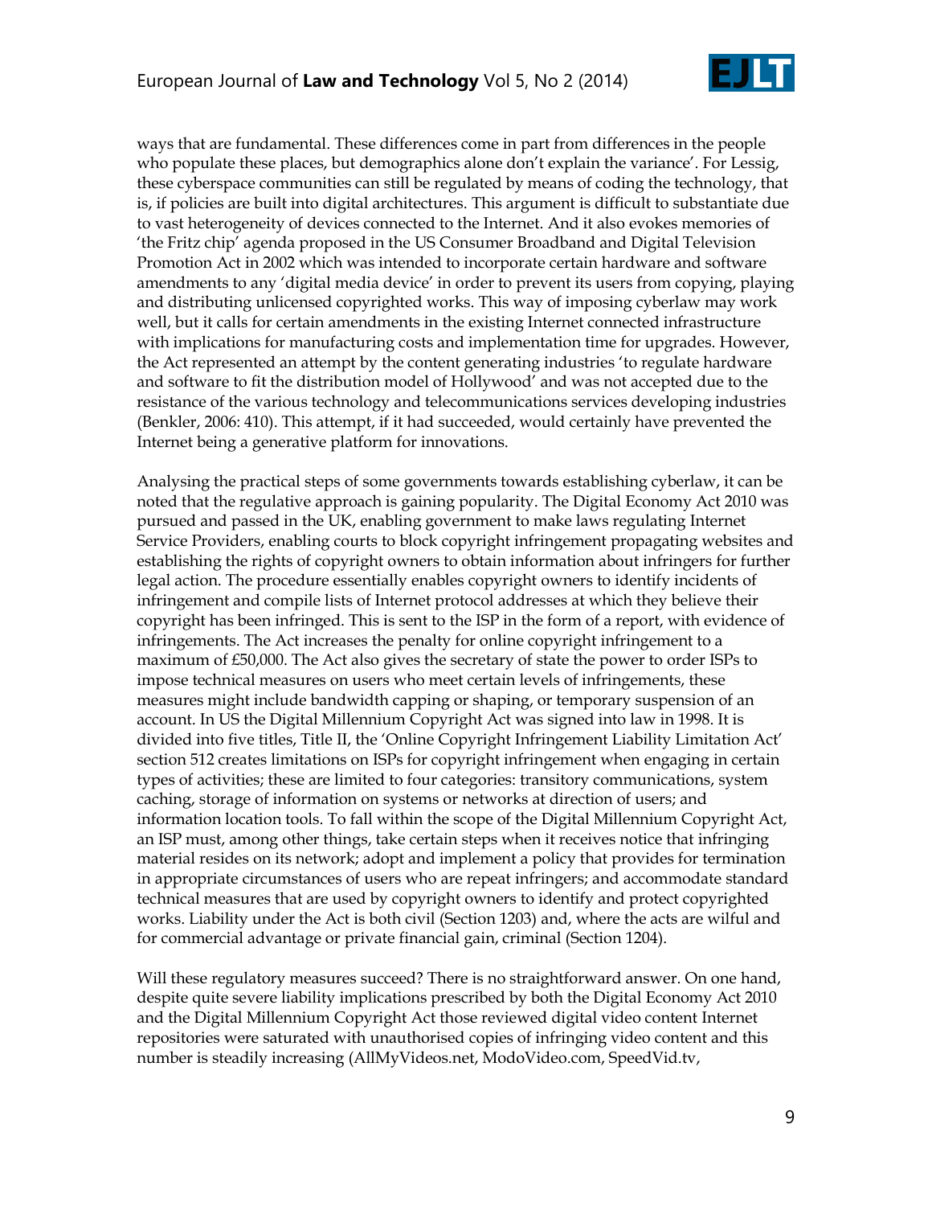ways that are fundamental. These differences come in part from differences in the people who populate these places, but demographics alone don't explain the variance'. For Lessig, these cyberspace communities can still be regulated by means of coding the technology, that is, if policies are built into digital architectures. This argument is difficult to substantiate due to vast heterogeneity of devices connected to the Internet. And it also evokes memories of 'the Fritz chip' agenda proposed in the US Consumer Broadband and Digital Television Promotion Act in 2002 which was intended to incorporate certain hardware and software amendments to any 'digital media device' in order to prevent its users from copying, playing and distributing unlicensed copyrighted works. This way of imposing cyberlaw may work well, but it calls for certain amendments in the existing Internet connected infrastructure with implications for manufacturing costs and implementation time for upgrades. However, the Act represented an attempt by the content generating industries 'to regulate hardware and software to fit the distribution model of Hollywood' and was not accepted due to the resistance of the various technology and telecommunications services developing industries (Benkler, 2006: 410). This attempt, if it had succeeded, would certainly have prevented the Internet being a generative platform for innovations.

Analysing the practical steps of some governments towards establishing cyberlaw, it can be noted that the regulative approach is gaining popularity. The Digital Economy Act 2010 was pursued and passed in the UK, enabling government to make laws regulating Internet Service Providers, enabling courts to block copyright infringement propagating websites and establishing the rights of copyright owners to obtain information about infringers for further legal action. The procedure essentially enables copyright owners to identify incidents of infringement and compile lists of Internet protocol addresses at which they believe their copyright has been infringed. This is sent to the ISP in the form of a report, with evidence of infringements. The Act increases the penalty for online copyright infringement to a maximum of £50,000. The Act also gives the secretary of state the power to order ISPs to impose technical measures on users who meet certain levels of infringements, these measures might include bandwidth capping or shaping, or temporary suspension of an account. In US the Digital Millennium Copyright Act was signed into law in 1998. It is divided into five titles, Title II, the 'Online Copyright Infringement Liability Limitation Act' section 512 creates limitations on ISPs for copyright infringement when engaging in certain types of activities; these are limited to four categories: transitory communications, system caching, storage of information on systems or networks at direction of users; and information location tools. To fall within the scope of the Digital Millennium Copyright Act, an ISP must, among other things, take certain steps when it receives notice that infringing material resides on its network; adopt and implement a policy that provides for termination in appropriate circumstances of users who are repeat infringers; and accommodate standard technical measures that are used by copyright owners to identify and protect copyrighted works. Liability under the Act is both civil (Section 1203) and, where the acts are wilful and for commercial advantage or private financial gain, criminal (Section 1204).

Will these regulatory measures succeed? There is no straightforward answer. On one hand, despite quite severe liability implications prescribed by both the Digital Economy Act 2010 and the Digital Millennium Copyright Act those reviewed digital video content Internet repositories were saturated with unauthorised copies of infringing video content and this number is steadily increasing (AllMyVideos.net, ModoVideo.com, SpeedVid.tv,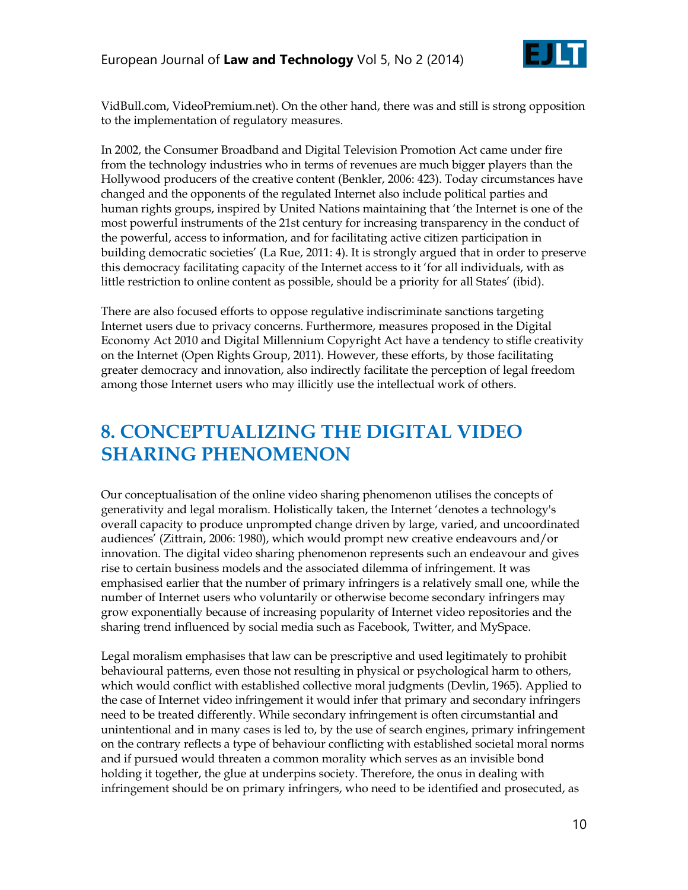VidBull.com, VideoPremium.net). On the other hand, there was and still is strong opposition to the implementation of regulatory measures.

In 2002, the Consumer Broadband and Digital Television Promotion Act came under fire from the technology industries who in terms of revenues are much bigger players than the Hollywood producers of the creative content (Benkler, 2006: 423). Today circumstances have changed and the opponents of the regulated Internet also include political parties and human rights groups, inspired by United Nations maintaining that 'the Internet is one of the most powerful instruments of the 21st century for increasing transparency in the conduct of the powerful, access to information, and for facilitating active citizen participation in building democratic societies' (La Rue, 2011: 4). It is strongly argued that in order to preserve this democracy facilitating capacity of the Internet access to it 'for all individuals, with as little restriction to online content as possible, should be a priority for all States' (ibid).

There are also focused efforts to oppose regulative indiscriminate sanctions targeting Internet users due to privacy concerns. Furthermore, measures proposed in the Digital Economy Act 2010 and Digital Millennium Copyright Act have a tendency to stifle creativity on the Internet (Open Rights Group, 2011). However, these efforts, by those facilitating greater democracy and innovation, also indirectly facilitate the perception of legal freedom among those Internet users who may illicitly use the intellectual work of others.

# 8. CONCEPTUALIZING THE DIGITAL VIDEO SHARING PHENOMENON

Our conceptualisation of the online video sharing phenomenon utilises the concepts of generativity and legal moralism. Holistically taken, the Internet 'denotes a technology's overall capacity to produce unprompted change driven by large, varied, and uncoordinated audiences' (Zittrain, 2006: 1980), which would prompt new creative endeavours and/or innovation. The digital video sharing phenomenon represents such an endeavour and gives rise to certain business models and the associated dilemma of infringement. It was emphasised earlier that the number of primary infringers is a relatively small one, while the number of Internet users who voluntarily or otherwise become secondary infringers may grow exponentially because of increasing popularity of Internet video repositories and the sharing trend influenced by social media such as Facebook, Twitter, and MySpace.

Legal moralism emphasises that law can be prescriptive and used legitimately to prohibit behavioural patterns, even those not resulting in physical or psychological harm to others, which would conflict with established collective moral judgments (Devlin, 1965). Applied to the case of Internet video infringement it would infer that primary and secondary infringers need to be treated differently. While secondary infringement is often circumstantial and unintentional and in many cases is led to, by the use of search engines, primary infringement on the contrary reflects a type of behaviour conflicting with established societal moral norms and if pursued would threaten a common morality which serves as an invisible bond holding it together, the glue at underpins society. Therefore, the onus in dealing with infringement should be on primary infringers, who need to be identified and prosecuted, as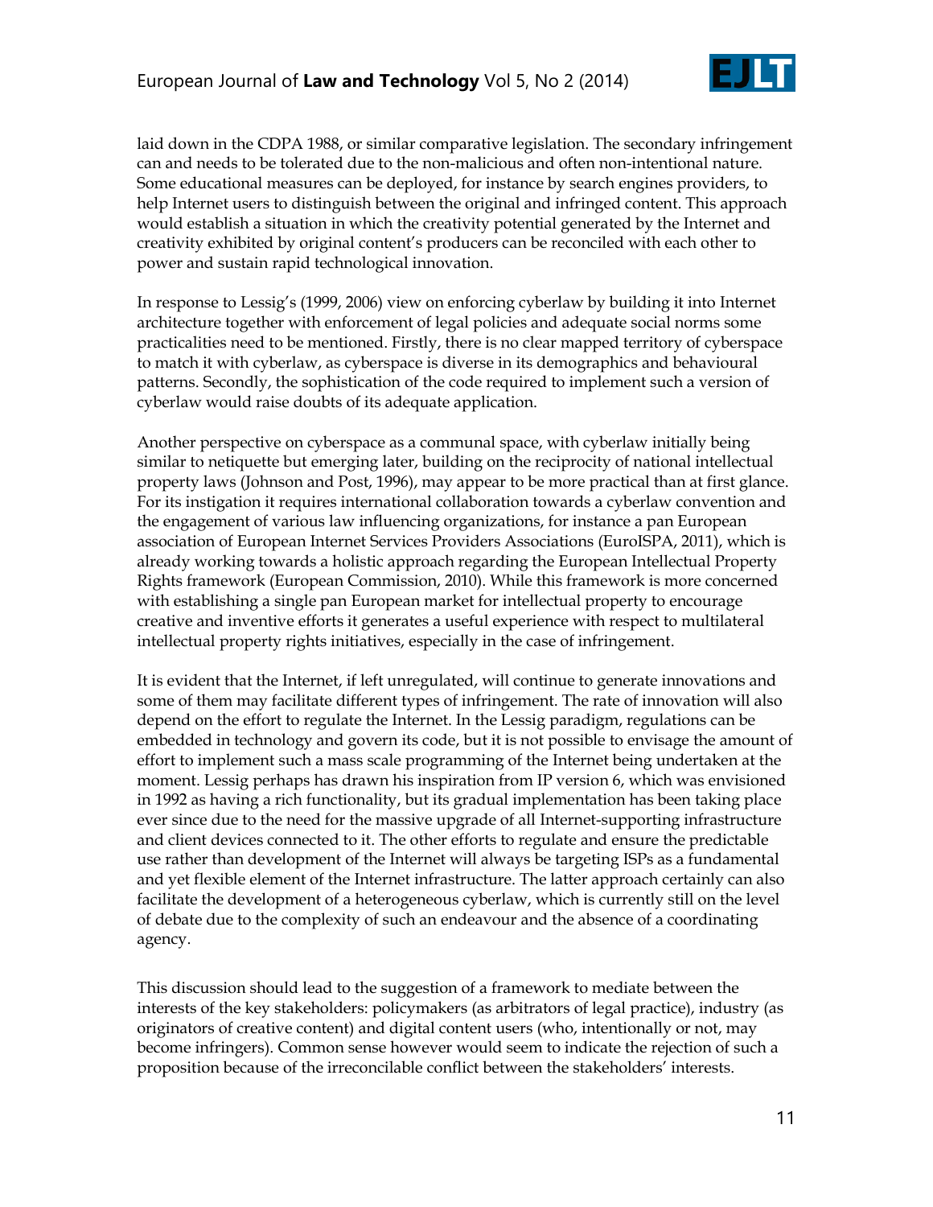laid down in the CDPA 1988, or similar comparative legislation. The secondary infringement can and needs to be tolerated due to the non-malicious and often non-intentional nature. Some educational measures can be deployed, for instance by search engines providers, to help Internet users to distinguish between the original and infringed content. This approach would establish a situation in which the creativity potential generated by the Internet and creativity exhibited by original content's producers can be reconciled with each other to power and sustain rapid technological innovation.

In response to Lessig's (1999, 2006) view on enforcing cyberlaw by building it into Internet architecture together with enforcement of legal policies and adequate social norms some practicalities need to be mentioned. Firstly, there is no clear mapped territory of cyberspace to match it with cyberlaw, as cyberspace is diverse in its demographics and behavioural patterns. Secondly, the sophistication of the code required to implement such a version of cyberlaw would raise doubts of its adequate application.

Another perspective on cyberspace as a communal space, with cyberlaw initially being similar to netiquette but emerging later, building on the reciprocity of national intellectual property laws (Johnson and Post, 1996), may appear to be more practical than at first glance. For its instigation it requires international collaboration towards a cyberlaw convention and the engagement of various law influencing organizations, for instance a pan European association of European Internet Services Providers Associations (EuroISPA, 2011), which is already working towards a holistic approach regarding the European Intellectual Property Rights framework (European Commission, 2010). While this framework is more concerned with establishing a single pan European market for intellectual property to encourage creative and inventive efforts it generates a useful experience with respect to multilateral intellectual property rights initiatives, especially in the case of infringement.

It is evident that the Internet, if left unregulated, will continue to generate innovations and some of them may facilitate different types of infringement. The rate of innovation will also depend on the effort to regulate the Internet. In the Lessig paradigm, regulations can be embedded in technology and govern its code, but it is not possible to envisage the amount of effort to implement such a mass scale programming of the Internet being undertaken at the moment. Lessig perhaps has drawn his inspiration from IP version 6, which was envisioned in 1992 as having a rich functionality, but its gradual implementation has been taking place ever since due to the need for the massive upgrade of all Internet-supporting infrastructure and client devices connected to it. The other efforts to regulate and ensure the predictable use rather than development of the Internet will always be targeting ISPs as a fundamental and yet flexible element of the Internet infrastructure. The latter approach certainly can also facilitate the development of a heterogeneous cyberlaw, which is currently still on the level of debate due to the complexity of such an endeavour and the absence of a coordinating agency.

This discussion should lead to the suggestion of a framework to mediate between the interests of the key stakeholders: policymakers (as arbitrators of legal practice), industry (as originators of creative content) and digital content users (who, intentionally or not, may become infringers). Common sense however would seem to indicate the rejection of such a proposition because of the irreconcilable conflict between the stakeholders' interests.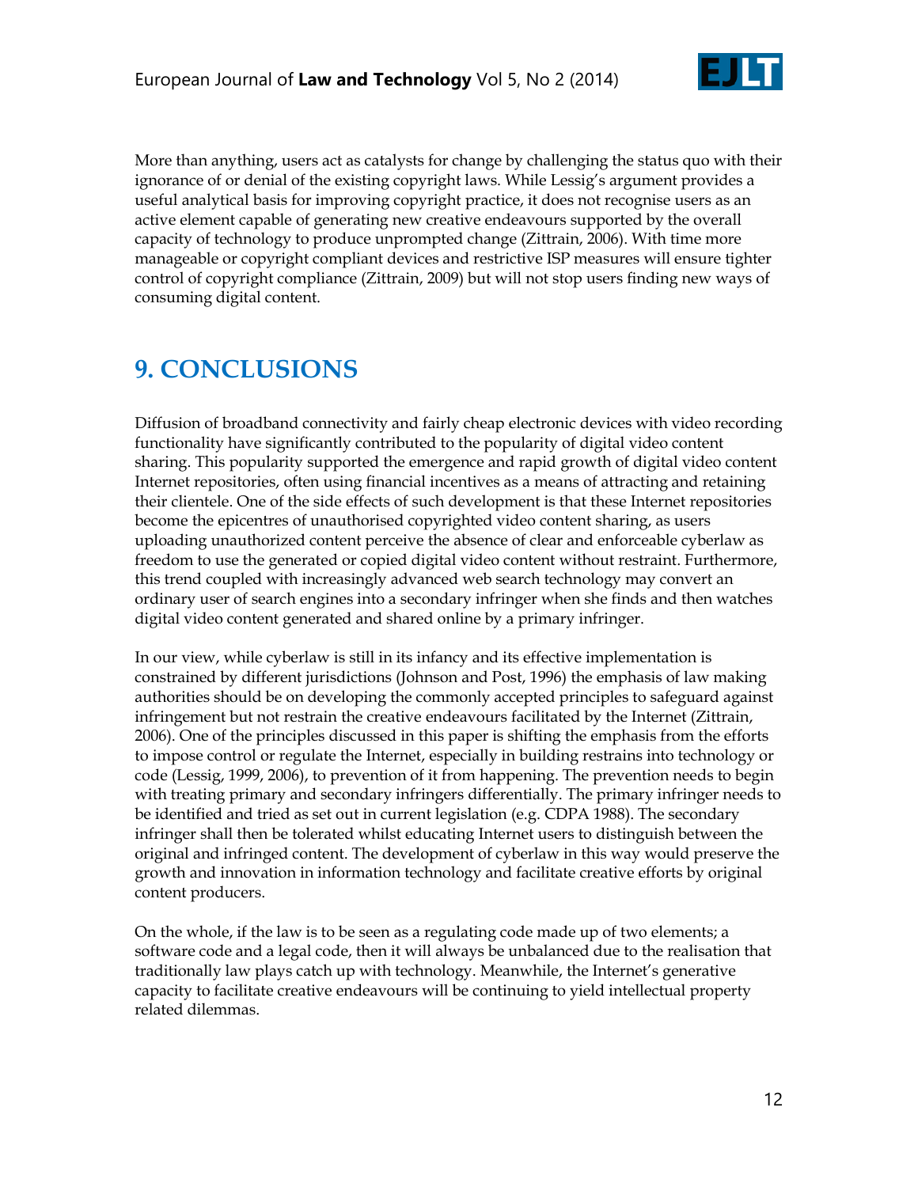More than anything, users act as catalysts for change by challenging the status quo with their ignorance of or denial of the existing copyright laws. While Lessig's argument provides a useful analytical basis for improving copyright practice, it does not recognise users as an active element capable of generating new creative endeavours supported by the overall capacity of technology to produce unprompted change (Zittrain, 2006). With time more manageable or copyright compliant devices and restrictive ISP measures will ensure tighter control of copyright compliance (Zittrain, 2009) but will not stop users finding new ways of consuming digital content.

## 9. CONCLUSIONS

Diffusion of broadband connectivity and fairly cheap electronic devices with video recording functionality have significantly contributed to the popularity of digital video content sharing. This popularity supported the emergence and rapid growth of digital video content Internet repositories, often using financial incentives as a means of attracting and retaining their clientele. One of the side effects of such development is that these Internet repositories become the epicentres of unauthorised copyrighted video content sharing, as users uploading unauthorized content perceive the absence of clear and enforceable cyberlaw as freedom to use the generated or copied digital video content without restraint. Furthermore, this trend coupled with increasingly advanced web search technology may convert an ordinary user of search engines into a secondary infringer when she finds and then watches digital video content generated and shared online by a primary infringer.

In our view, while cyberlaw is still in its infancy and its effective implementation is constrained by different jurisdictions (Johnson and Post, 1996) the emphasis of law making authorities should be on developing the commonly accepted principles to safeguard against infringement but not restrain the creative endeavours facilitated by the Internet (Zittrain, 2006). One of the principles discussed in this paper is shifting the emphasis from the efforts to impose control or regulate the Internet, especially in building restrains into technology or code (Lessig, 1999, 2006), to prevention of it from happening. The prevention needs to begin with treating primary and secondary infringers differentially. The primary infringer needs to be identified and tried as set out in current legislation (e.g. CDPA 1988). The secondary infringer shall then be tolerated whilst educating Internet users to distinguish between the original and infringed content. The development of cyberlaw in this way would preserve the growth and innovation in information technology and facilitate creative efforts by original content producers.

On the whole, if the law is to be seen as a regulating code made up of two elements; a software code and a legal code, then it will always be unbalanced due to the realisation that traditionally law plays catch up with technology. Meanwhile, the Internet's generative capacity to facilitate creative endeavours will be continuing to yield intellectual property related dilemmas.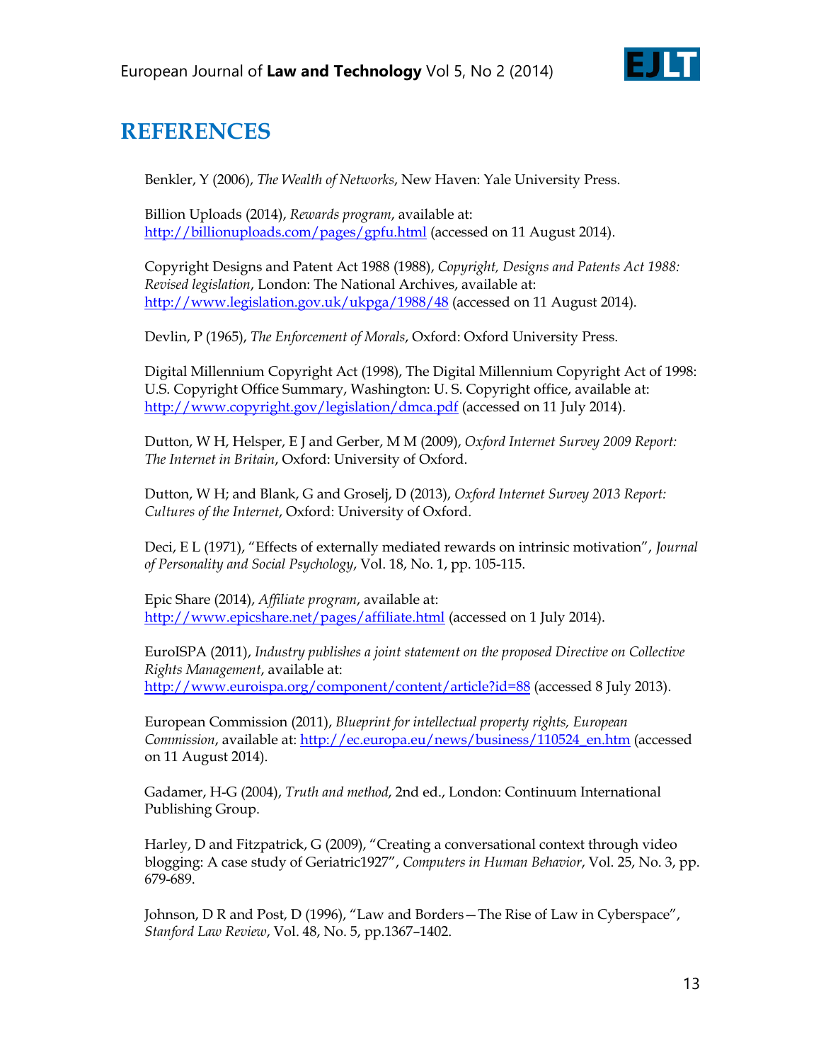# REFERENCES

Benkler, Y (2006), *The Wealth of Networks*, New Haven: Yale University Press.

Billion Uploads (2014), *Rewards program*, available at: http://billionuploads.com/pages/gpfu.html (accessed on 11 August 2014).

Copyright Designs and Patent Act 1988 (1988), *Copyright, Designs and Patents Act 1988: Revised legislation*, London: The National Archives, available at: http://www.legislation.gov.uk/ukpga/1988/48 (accessed on 11 August 2014).

Devlin, P (1965), *The Enforcement of Morals*, Oxford: Oxford University Press.

Digital Millennium Copyright Act (1998), The Digital Millennium Copyright Act of 1998: U.S. Copyright Office Summary, Washington: U. S. Copyright office, available at: http://www.copyright.gov/legislation/dmca.pdf (accessed on 11 July 2014).

Dutton, W H, Helsper, E J and Gerber, M M (2009), *Oxford Internet Survey 2009 Report: The Internet in Britain*, Oxford: University of Oxford.

Dutton, W H; and Blank, G and Groselj, D (2013), *Oxford Internet Survey 2013 Report: Cultures of the Internet*, Oxford: University of Oxford.

Deci, E L (1971), "Effects of externally mediated rewards on intrinsic motivation", *Journal of Personality and Social Psychology*, Vol. 18, No. 1, pp. 105-115.

Epic Share (2014), *Affiliate program*, available at: http://www.epicshare.net/pages/affiliate.html (accessed on 1 July 2014).

EuroISPA (2011), *Industry publishes a joint statement on the proposed Directive on Collective Rights Management*, available at: http://www.euroispa.org/component/content/article?id=88 (accessed 8 July 2013).

European Commission (2011), *Blueprint for intellectual property rights, European Commission*, available at: http://ec.europa.eu/news/business/110524_en.htm (accessed on 11 August 2014).

Gadamer, H-G (2004), *Truth and method*, 2nd ed., London: Continuum International Publishing Group.

Harley, D and Fitzpatrick, G (2009), "Creating a conversational context through video blogging: A case study of Geriatric1927", *Computers in Human Behavior*, Vol. 25, No. 3, pp. 679-689.

Johnson, D R and Post, D (1996), "Law and Borders—The Rise of Law in Cyberspace", *Stanford Law Review*, Vol. 48, No. 5, pp.1367–1402.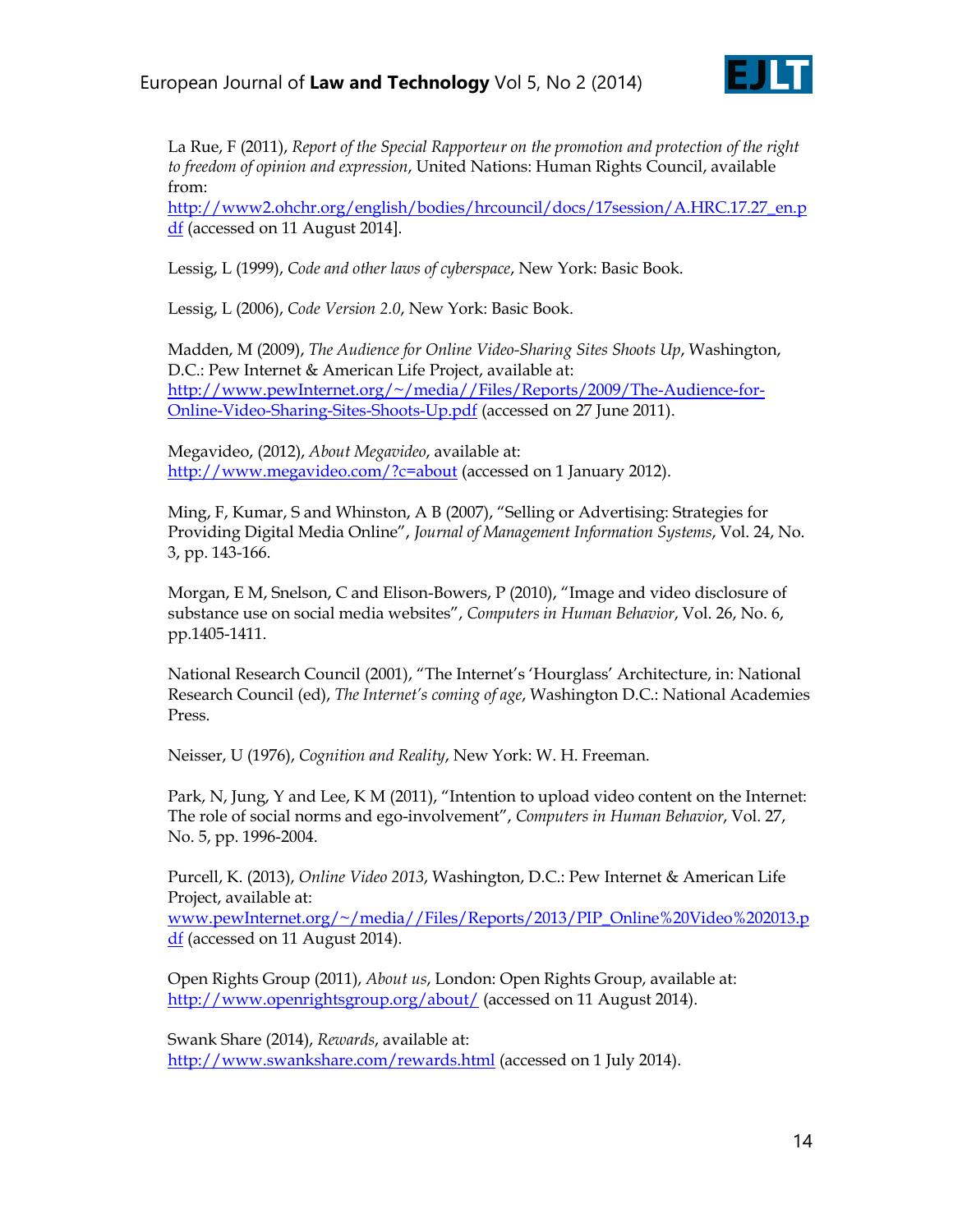La Rue, F (2011), *Report of the Special Rapporteur on the promotion and protection of the right to freedom of opinion and expression*, United Nations: Human Rights Council, available from: http://www2.ohchr.org/english/bodies/hrcouncil/docs/17session/A.HRC.17.27_en.pdf (accessed on 11 August 2014].

Lessig, L (1999), *Code and other laws of cyberspace*, New York: Basic Book.

Lessig, L (2006), *Code Version 2.0*, New York: Basic Book.

Madden, M (2009), *The Audience for Online Video-Sharing Sites Shoots Up*, Washington, D.C.: Pew Internet & American Life Project, available at: http://www.pewInternet.org/~/media//Files/Reports/2009/The-Audience-for-Online-Video-Sharing-Sites-Shoots-Up.pdf (accessed on 27 June 2011).

Megavideo, (2012), *About Megavideo*, available at: http://www.megavideo.com/?c=about (accessed on 1 January 2012).

Ming, F, Kumar, S and Whinston, A B (2007), "Selling or Advertising: Strategies for Providing Digital Media Online", *Journal of Management Information Systems*, Vol. 24, No. 3, pp. 143-166.

Morgan, E M, Snelson, C and Elison-Bowers, P (2010), "Image and video disclosure of substance use on social media websites", *Computers in Human Behavior*, Vol. 26, No. 6, pp.1405-1411.

National Research Council (2001), "The Internet's 'Hourglass' Architecture, in: National Research Council (ed), *The Internet's coming of age*, Washington D.C.: National Academies Press.

Neisser, U (1976), *Cognition and Reality*, New York: W. H. Freeman.

Park, N, Jung, Y and Lee, K M (2011), "Intention to upload video content on the Internet: The role of social norms and ego-involvement", *Computers in Human Behavior*, Vol. 27, No. 5, pp. 1996-2004.

Purcell, K. (2013), *Online Video 2013*, Washington, D.C.: Pew Internet & American Life Project, available at: www.pewInternet.org/~/media//Files/Reports/2013/PIP_Online%20Video%202013.pdf (accessed on 11 August 2014).

Open Rights Group (2011), *About us*, London: Open Rights Group, available at: http://www.openrightsgroup.org/about/ (accessed on 11 August 2014).

Swank Share (2014), *Rewards*, available at: http://www.swankshare.com/rewards.html (accessed on 1 July 2014).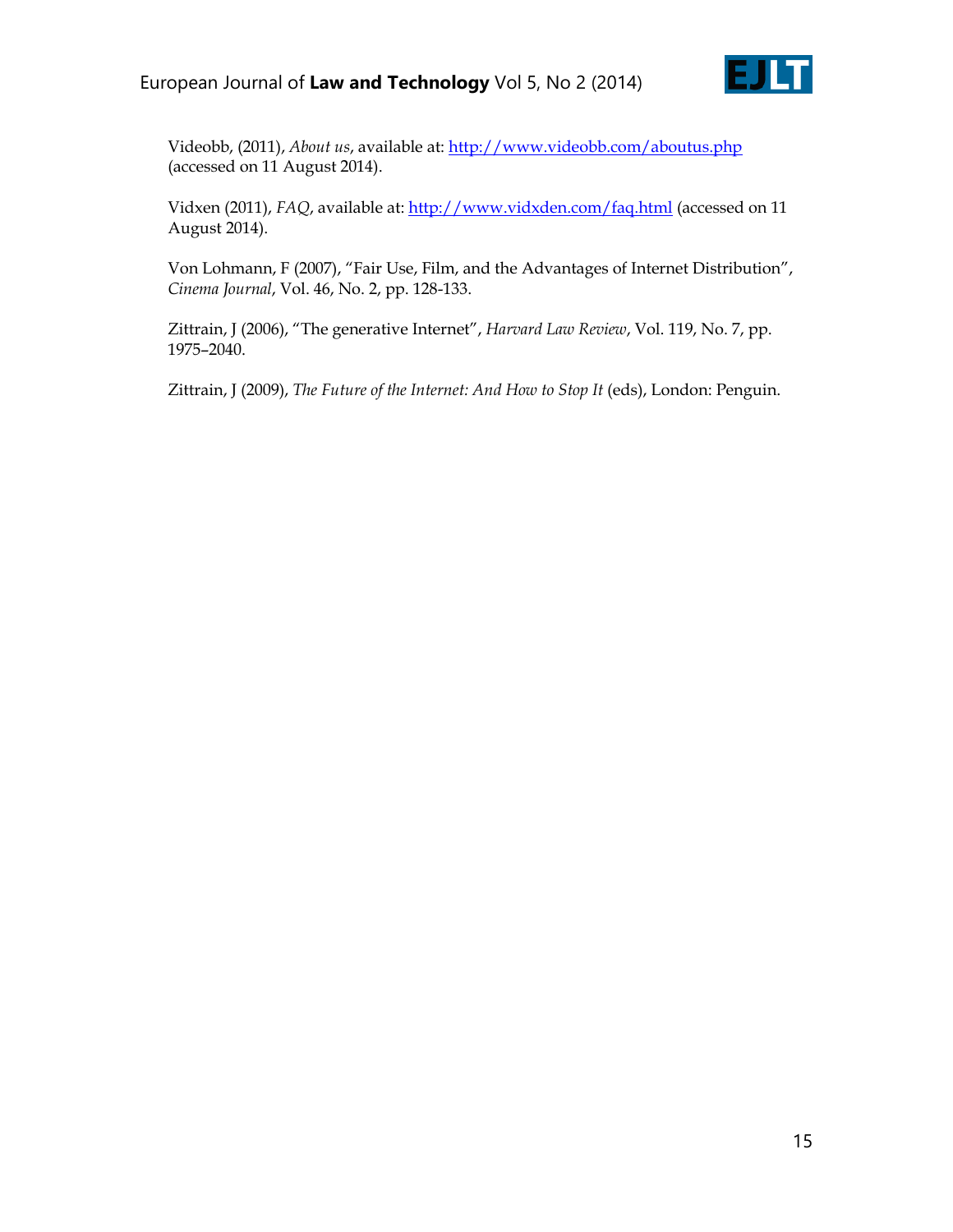Videobb, (2011), *About us*, available at: [http://www.videobb.com/aboutus.php](http://www.videobb.com/aboutus.php) (accessed on 11 August 2014).

Vidxen (2011), *FAQ*, available at: [http://www.vidxden.com/faq.html](http://www.vidxden.com/faq.html) (accessed on 11 August 2014).

Von Lohmann, F (2007), "Fair Use, Film, and the Advantages of Internet Distribution", *Cinema Journal*, Vol. 46, No. 2, pp. 128-133.

Zittrain, J (2006), "The generative Internet", *Harvard Law Review*, Vol. 119, No. 7, pp. 1975–2040.

Zittrain, J (2009), *The Future of the Internet: And How to Stop It* (eds), London: Penguin.